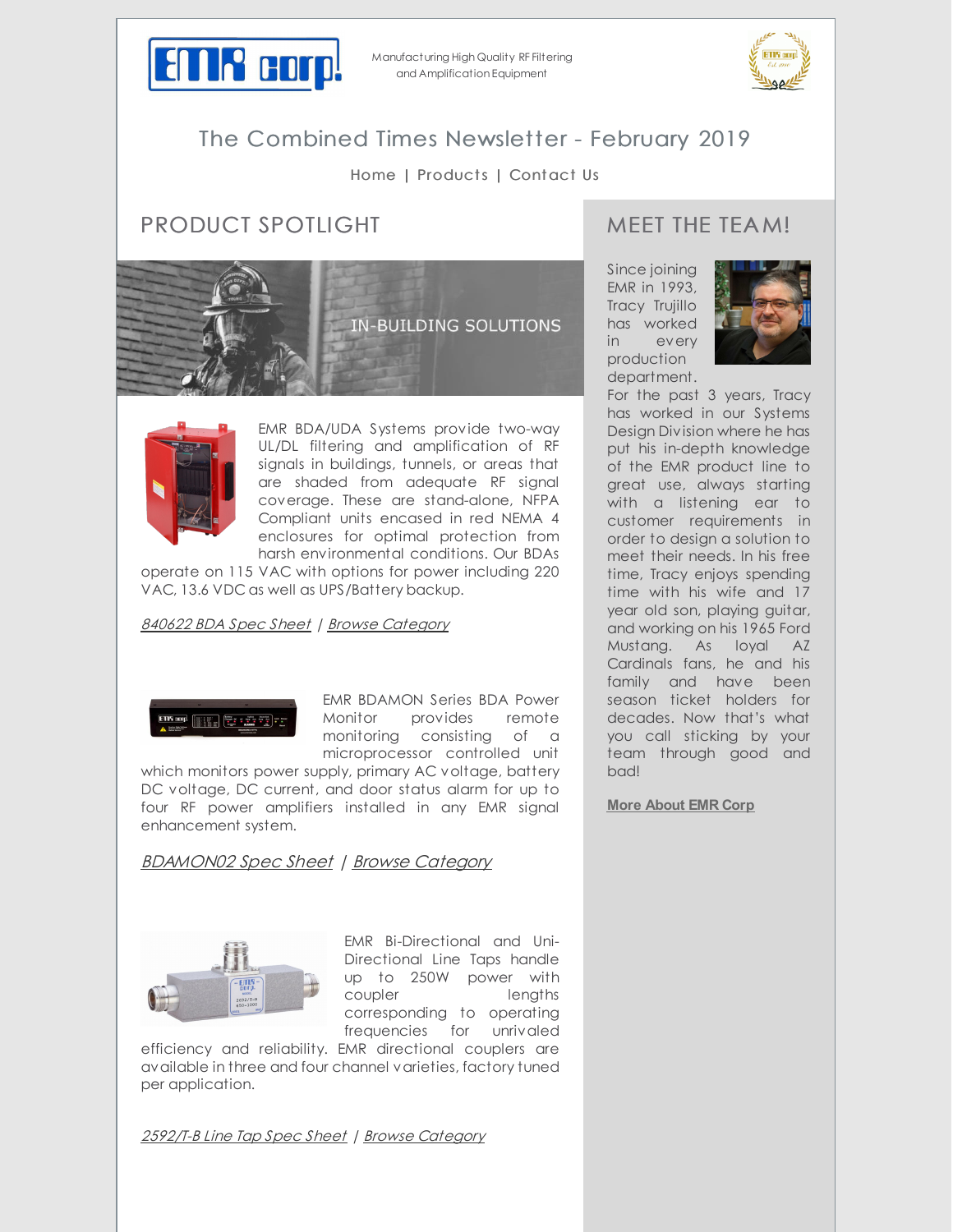Manufacturing High Quality RF Filtering and Amplification Equipment

# The Combined Times Newsletter - February 2019

Home | Products | Contact Us

## PRODUCT SPOTLIGHT

IN-BUILDING SOLUTIONS

EMR BDA/UDA Systems provide two-way UL/DL filtering and amplification of RF signals in buildings, tunnels, or areas that are shaded from adequate RF signal coverage. These are stand-alone, NFPA Compliant units encased in red NEMA 4 enclosures for optimal protection from harsh environmental conditions. Our BDAs operate on 115 VAC with options for power including 220 VAC, 13.6 VDC as well as UPS/Battery backup.

*840622 BDA Spec Sheet* | *Browse Category*

EMR BDAMON Series BDA Power Monitor provides remote monitoring consisting of a microprocessor controlled unit which monitors power supply, primary AC voltage, battery DC voltage, DC current, and door status alarm for up to four RF power amplifiers installed in any EMR signal enhancement system.

*BDAMON02 Spec Sheet* | *Browse Category*

EMR Bi-Directional and Uni-Directional Line Taps handle up to 250W power with coupler lengths corresponding to operating frequencies for unrivaled efficiency and reliability. EMR directional couplers are available in three and four channel varieties, factory tuned per application.

*2592/T-B Line Tap Spec Sheet* | *Browse Category*

## MEET THE TEAM!

Since joining EMR in 1993, Tracy Trujillo has worked in every production department. For the past 3 years, Tracy has worked in our Systems Design Division where he has put his in-depth knowledge of the EMR product line to great use, always starting with a listening ear to customer requirements in order to design a solution to meet their needs. In his free time, Tracy enjoys spending time with his wife and 17 year old son, playing guitar, and working on his 1965 Ford Mustang. As loyal AZ Cardinals fans, he and his family and have been season ticket holders for decades. Now that's what you call sticking by your team through good and bad!

**More About EMR Corp**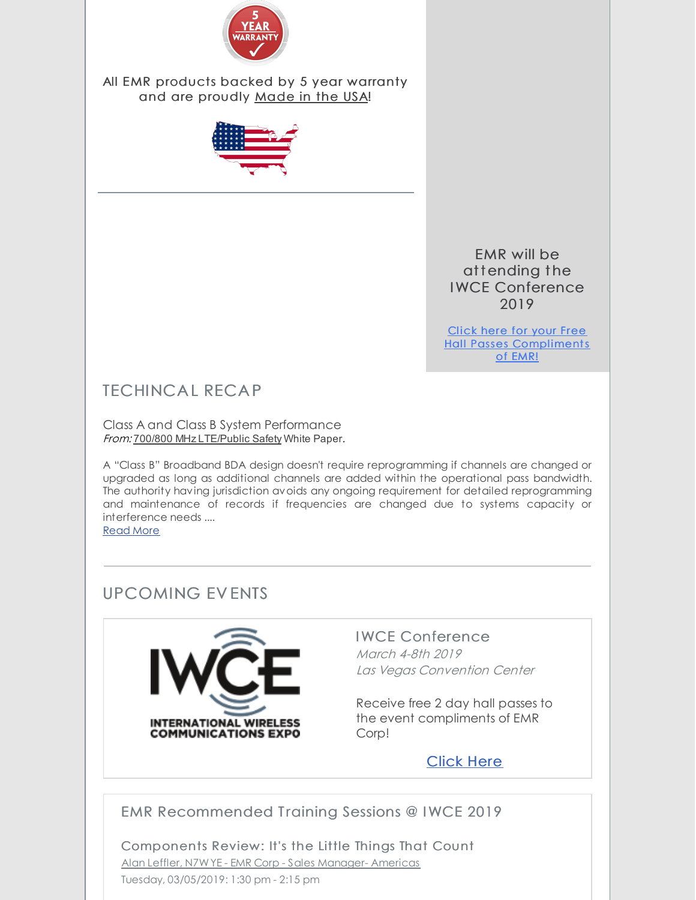All EMR products backed by 5 year warranty and are proudly Made in the USA!

EMR will be attending the IWCE Conference 2019

Click here for your Free Hall Passes Compliments of EMR!

## TECHINCAL RECAP

Class A and Class B System Performance
*From:* 700/800 MHz LTE/Public Safety White Paper.

A "Class B" Broadband BDA design doesn't require reprogramming if channels are changed or upgraded as long as additional channels are added within the operational pass bandwidth. The authority having jurisdiction avoids any ongoing requirement for detailed reprogramming and maintenance of records if frequencies are changed due to systems capacity or interference needs ....
Read More

## UPCOMING EVENTS

### IWCE Conference

*March 4-8th 2019*
*Las Vegas Convention Center*

Receive free 2 day hall passes to the event compliments of EMR Corp!

Click Here

### EMR Recommended Training Sessions @ IWCE 2019

Components Review: It's the Little Things That Count
Alan Leffler, N7WYE - EMR Corp - Sales Manager- Americas
Tuesday, 03/05/2019: 1:30 pm - 2:15 pm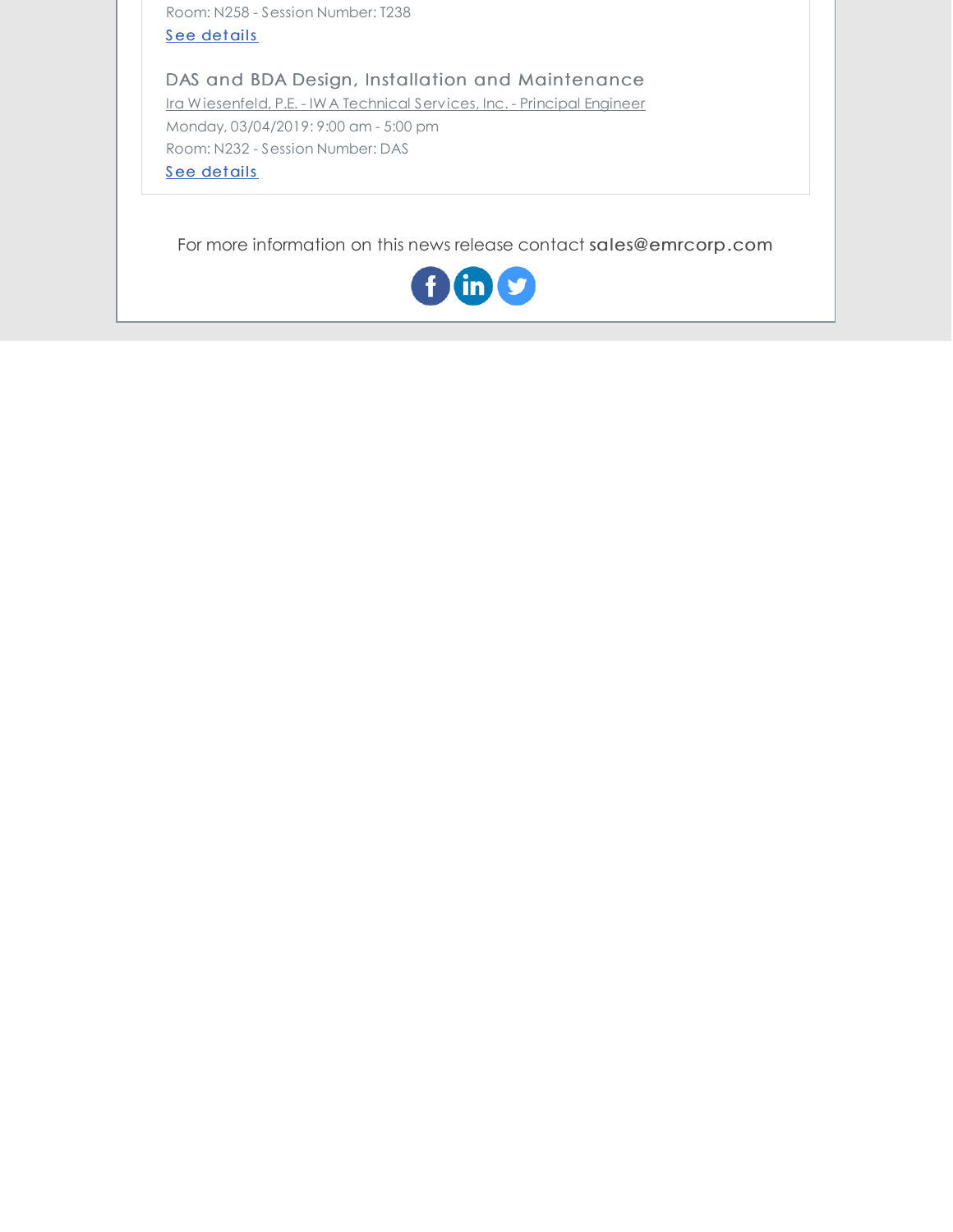Room: N258 - Session Number: T238

See details

### DAS and BDA Design, Installation and Maintenance

Ira Wiesenfeld, P.E. - IWA Technical Services, Inc. - Principal Engineer

Monday, 03/04/2019: 9:00 am - 5:00 pm

Room: N232 - Session Number: DAS

See details

For more information on this news release contact sales@emrcorp.com